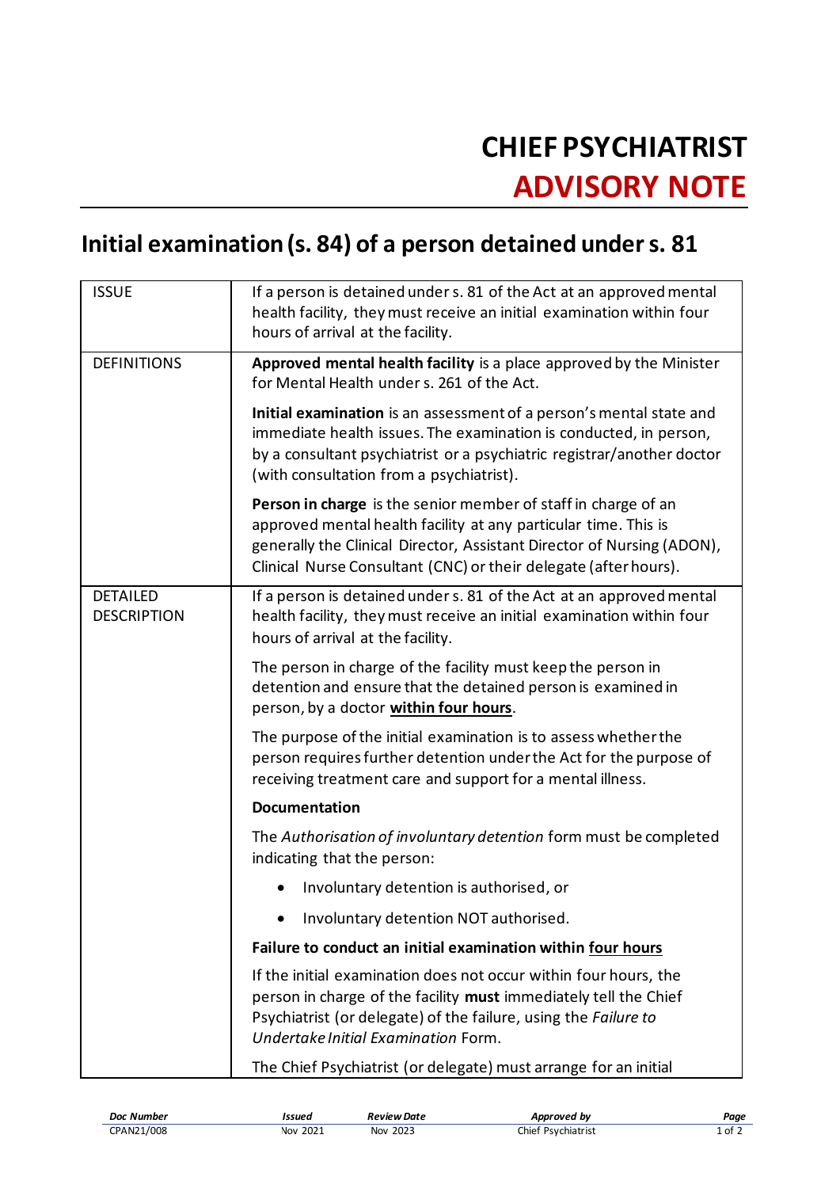# CHIEF PSYCHIATRIST
# ADVISORY NOTE

## Initial examination (s. 84) of a person detained under s. 81

| | |
|---|---|
| ISSUE | If a person is detained under s. 81 of the Act at an approved mental health facility, they must receive an initial examination within four hours of arrival at the facility. |
| DEFINITIONS | **Approved mental health facility** is a place approved by the Minister for Mental Health under s. 261 of the Act.<br><br>**Initial examination** is an assessment of a person's mental state and immediate health issues. The examination is conducted, in person, by a consultant psychiatrist or a psychiatric registrar/another doctor (with consultation from a psychiatrist).<br><br>**Person in charge** is the senior member of staff in charge of an approved mental health facility at any particular time. This is generally the Clinical Director, Assistant Director of Nursing (ADON), Clinical Nurse Consultant (CNC) or their delegate (after hours). |
| DETAILED DESCRIPTION | If a person is detained under s. 81 of the Act at an approved mental health facility, they must receive an initial examination within four hours of arrival at the facility.<br><br>The person in charge of the facility must keep the person in detention and ensure that the detained person is examined in person, by a doctor **within four hours**.<br><br>The purpose of the initial examination is to assess whether the person requires further detention under the Act for the purpose of receiving treatment care and support for a mental illness.<br><br>**Documentation**<br><br>The *Authorisation of involuntary detention* form must be completed indicating that the person:<br><br>• Involuntary detention is authorised, or<br><br>• Involuntary detention NOT authorised.<br><br>**Failure to conduct an initial examination within four hours**<br><br>If the initial examination does not occur within four hours, the person in charge of the facility **must** immediately tell the Chief Psychiatrist (or delegate) of the failure, using the *Failure to Undertake Initial Examination* Form.<br><br>The Chief Psychiatrist (or delegate) must arrange for an initial |

| Doc Number | Issued | Review Date | Approved by |
|---|---|---|---|
| CPAN21/008 | Nov 2021 | Nov 2023 | Chief Psychiatrist |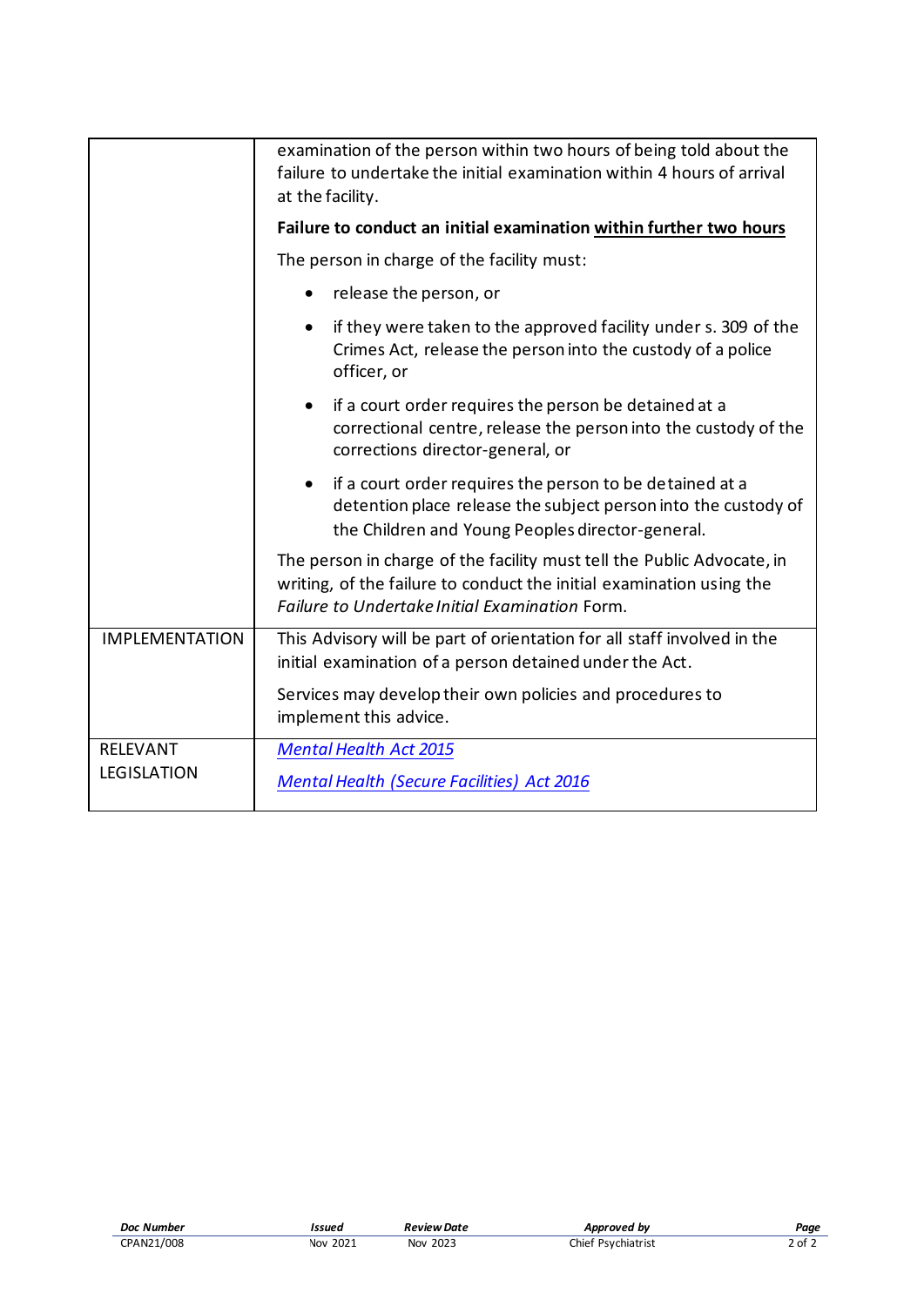| | |
|---|---|
| | examination of the person within two hours of being told about the failure to undertake the initial examination within 4 hours of arrival at the facility.<br><br>**Failure to conduct an initial examination <u>within further two hours</u>**<br><br>The person in charge of the facility must:<br><br>• release the person, or<br>• if they were taken to the approved facility under s. 309 of the Crimes Act, release the person into the custody of a police officer, or<br>• if a court order requires the person be detained at a correctional centre, release the person into the custody of the corrections director-general, or<br>• if a court order requires the person to be detained at a detention place release the subject person into the custody of the Children and Young Peoples director-general.<br><br>The person in charge of the facility must tell the Public Advocate, in writing, of the failure to conduct the initial examination using the *Failure to Undertake Initial Examination* Form. |
| IMPLEMENTATION | This Advisory will be part of orientation for all staff involved in the initial examination of a person detained under the Act.<br><br>Services may develop their own policies and procedures to implement this advice. |
| RELEVANT LEGISLATION | *Mental Health Act 2015*<br><br>*Mental Health (Secure Facilities) Act 2016* |

| Doc Number | Issued | Review Date | Approved by |
|---|---|---|---|
| CPAN21/008 | Nov 2021 | Nov 2023 | Chief Psychiatrist |